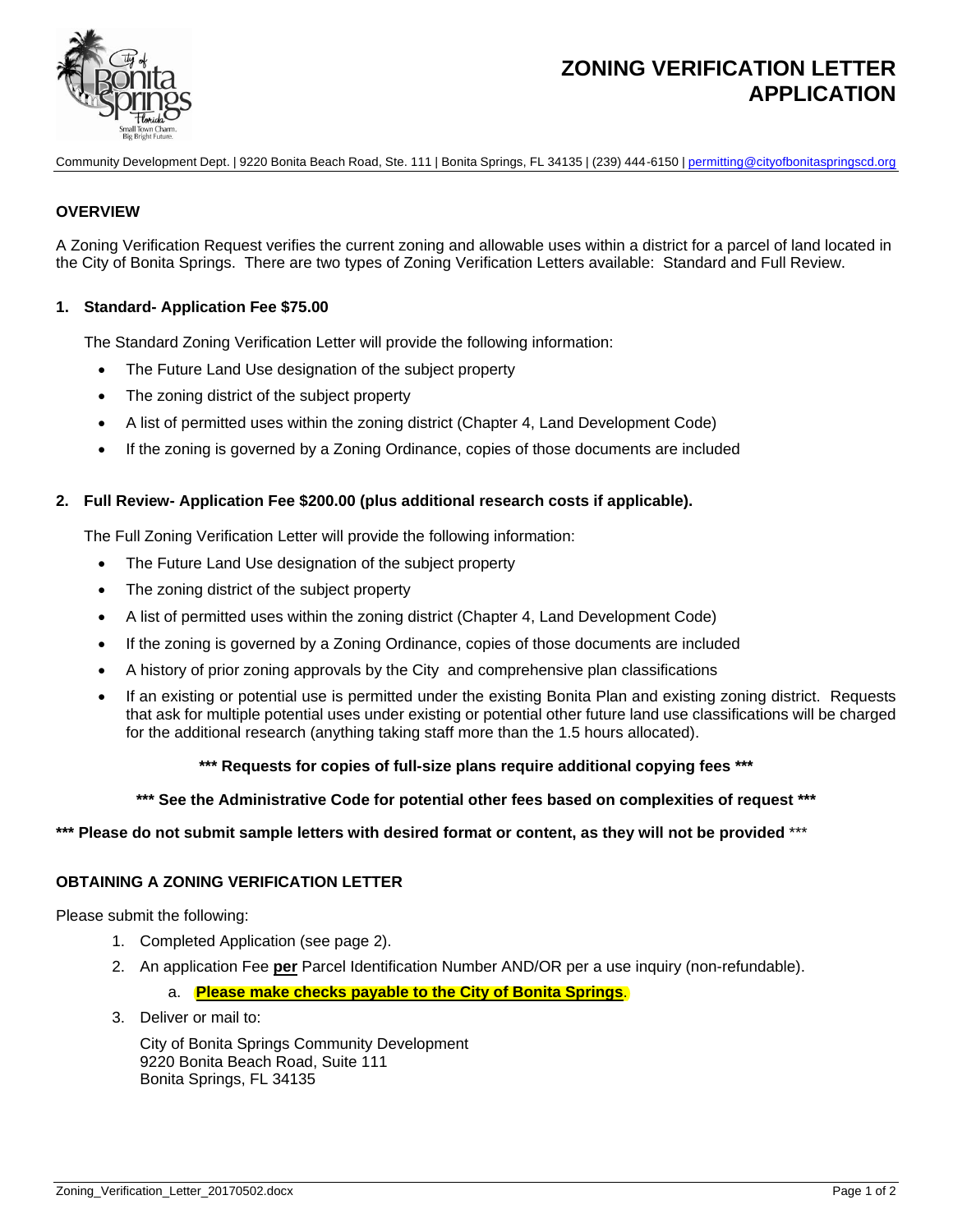# ZONING VERIFICATION LETTER APPLICATION

Community Development Dept. | 9220 Bonita Beach Road, Ste. 111 | Bonita Springs, FL 34135 | (239) 444-6150 | permitting@cityofbonitaspringscd.org

## OVERVIEW

A Zoning Verification Request verifies the current zoning and allowable uses within a district for a parcel of land located in the City of Bonita Springs. There are two types of Zoning Verification Letters available: Standard and Full Review.

**1. Standard- Application Fee $75.00**

The Standard Zoning Verification Letter will provide the following information:

- The Future Land Use designation of the subject property
- The zoning district of the subject property
- A list of permitted uses within the zoning district (Chapter 4, Land Development Code)
- If the zoning is governed by a Zoning Ordinance, copies of those documents are included

**2. Full Review- Application Fee $200.00 (plus additional research costs if applicable).**

The Full Zoning Verification Letter will provide the following information:

- The Future Land Use designation of the subject property
- The zoning district of the subject property
- A list of permitted uses within the zoning district (Chapter 4, Land Development Code)
- If the zoning is governed by a Zoning Ordinance, copies of those documents are included
- A history of prior zoning approvals by the City and comprehensive plan classifications
- If an existing or potential use is permitted under the existing Bonita Plan and existing zoning district. Requests that ask for multiple potential uses under existing or potential other future land use classifications will be charged for the additional research (anything taking staff more than the 1.5 hours allocated).

**\*\*\* Requests for copies of full-size plans require additional copying fees \*\*\***

**\*\*\* See the Administrative Code for potential other fees based on complexities of request \*\*\***

**\*\*\* Please do not submit sample letters with desired format or content, as they will not be provided** \*\*\*

## OBTAINING A ZONING VERIFICATION LETTER

Please submit the following:

1. Completed Application (see page 2).
2. An application Fee **per** Parcel Identification Number AND/OR per a use inquiry (non-refundable).
   a. **Please make checks payable to the City of Bonita Springs**.
3. Deliver or mail to:

   City of Bonita Springs Community Development
   9220 Bonita Beach Road, Suite 111
   Bonita Springs, FL 34135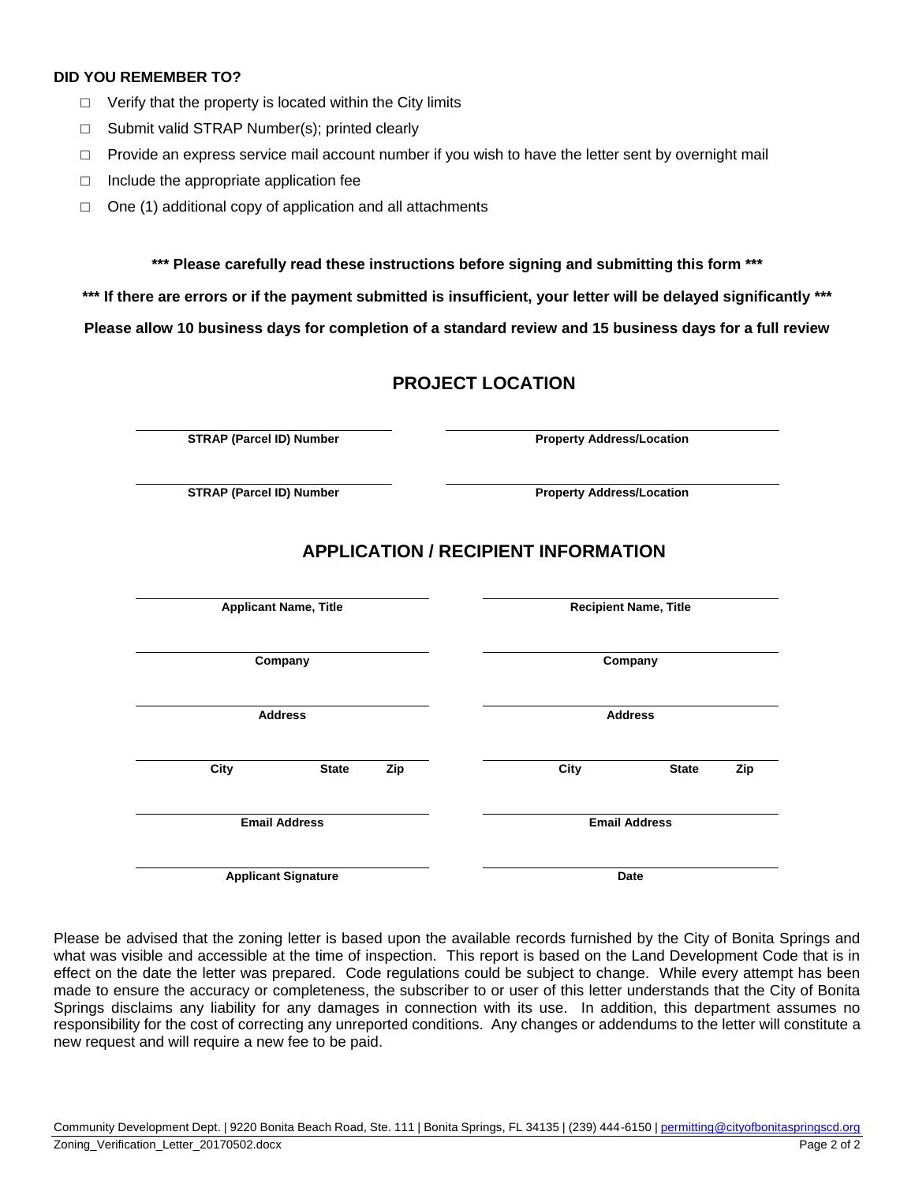**DID YOU REMEMBER TO?**

- ☐ Verify that the property is located within the City limits
- ☐ Submit valid STRAP Number(s); printed clearly
- ☐ Provide an express service mail account number if you wish to have the letter sent by overnight mail
- ☐ Include the appropriate application fee
- ☐ One (1) additional copy of application and all attachments

**\*\*\* Please carefully read these instructions before signing and submitting this form \*\*\***

**\*\*\* If there are errors or if the payment submitted is insufficient, your letter will be delayed significantly \*\*\***

**Please allow 10 business days for completion of a standard review and 15 business days for a full review**

## PROJECT LOCATION

| | |
|---|---|
| **STRAP (Parcel ID) Number** | **Property Address/Location** |
| **STRAP (Parcel ID) Number** | **Property Address/Location** |

## APPLICATION / RECIPIENT INFORMATION

| | |
|---|---|
| **Applicant Name, Title** | **Recipient Name, Title** |
| **Company** | **Company** |
| **Address** | **Address** |
| **City State Zip** | **City State Zip** |
| **Email Address** | **Email Address** |
| **Applicant Signature** | **Date** |

Please be advised that the zoning letter is based upon the available records furnished by the City of Bonita Springs and what was visible and accessible at the time of inspection. This report is based on the Land Development Code that is in effect on the date the letter was prepared. Code regulations could be subject to change. While every attempt has been made to ensure the accuracy or completeness, the subscriber to or user of this letter understands that the City of Bonita Springs disclaims any liability for any damages in connection with its use. In addition, this department assumes no responsibility for the cost of correcting any unreported conditions. Any changes or addendums to the letter will constitute a new request and will require a new fee to be paid.

Community Development Dept. | 9220 Bonita Beach Road, Ste. 111 | Bonita Springs, FL 34135 | (239) 444-6150 | permitting@cityofbonitaspringscd.org